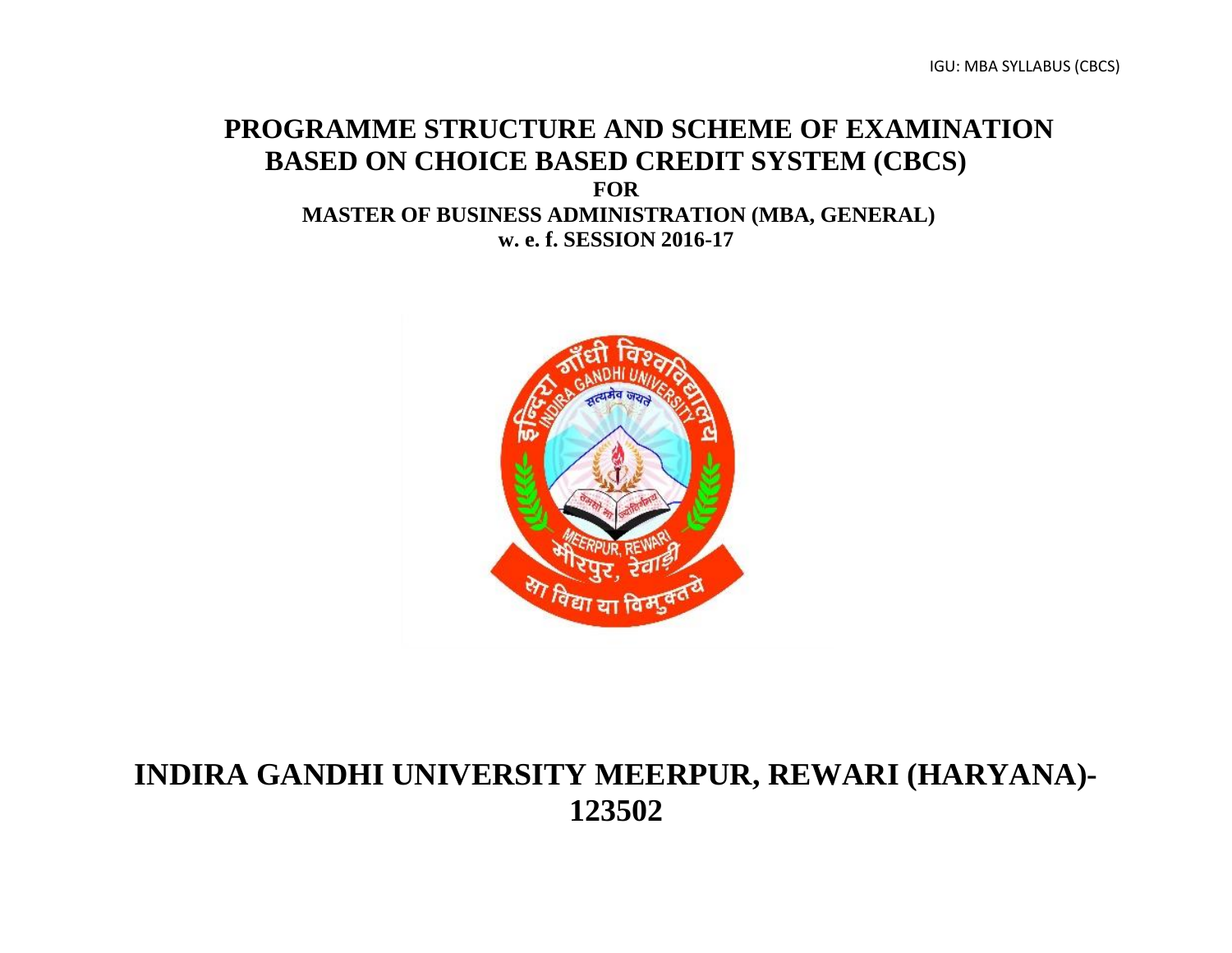# PROGRAMME STRUCTURE AND SCHEME OF EXAMINATION BASED ON CHOICE BASED CREDIT SYSTEM (CBCS)

**FOR**

**MASTER OF BUSINESS ADMINISTRATION (MBA, GENERAL)**

**w. e. f. SESSION 2016-17**

# INDIRA GANDHI UNIVERSITY MEERPUR, REWARI (HARYANA)-123502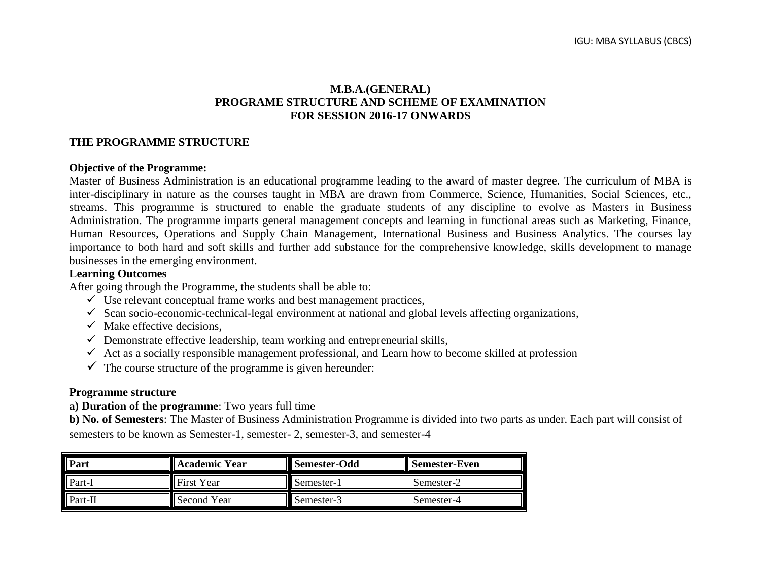# M.B.A.(GENERAL)
# PROGRAME STRUCTURE AND SCHEME OF EXAMINATION
# FOR SESSION 2016-17 ONWARDS

## THE PROGRAMME STRUCTURE

**Objective of the Programme:**

Master of Business Administration is an educational programme leading to the award of master degree. The curriculum of MBA is inter-disciplinary in nature as the courses taught in MBA are drawn from Commerce, Science, Humanities, Social Sciences, etc., streams. This programme is structured to enable the graduate students of any discipline to evolve as Masters in Business Administration. The programme imparts general management concepts and learning in functional areas such as Marketing, Finance, Human Resources, Operations and Supply Chain Management, International Business and Business Analytics. The courses lay importance to both hard and soft skills and further add substance for the comprehensive knowledge, skills development to manage businesses in the emerging environment.

**Learning Outcomes**

After going through the Programme, the students shall be able to:

- ✓ Use relevant conceptual frame works and best management practices,
- ✓ Scan socio-economic-technical-legal environment at national and global levels affecting organizations,
- ✓ Make effective decisions,
- ✓ Demonstrate effective leadership, team working and entrepreneurial skills,
- ✓ Act as a socially responsible management professional, and Learn how to become skilled at profession
- ✓ The course structure of the programme is given hereunder:

**Programme structure**

**a) Duration of the programme**: Two years full time

**b) No. of Semesters**: The Master of Business Administration Programme is divided into two parts as under. Each part will consist of semesters to be known as Semester-1, semester- 2, semester-3, and semester-4

| Part | Academic Year | Semester-Odd | Semester-Even |
|---|---|---|---|
| Part-I | First Year | Semester-1 | Semester-2 |
| Part-II | Second Year | Semester-3 | Semester-4 |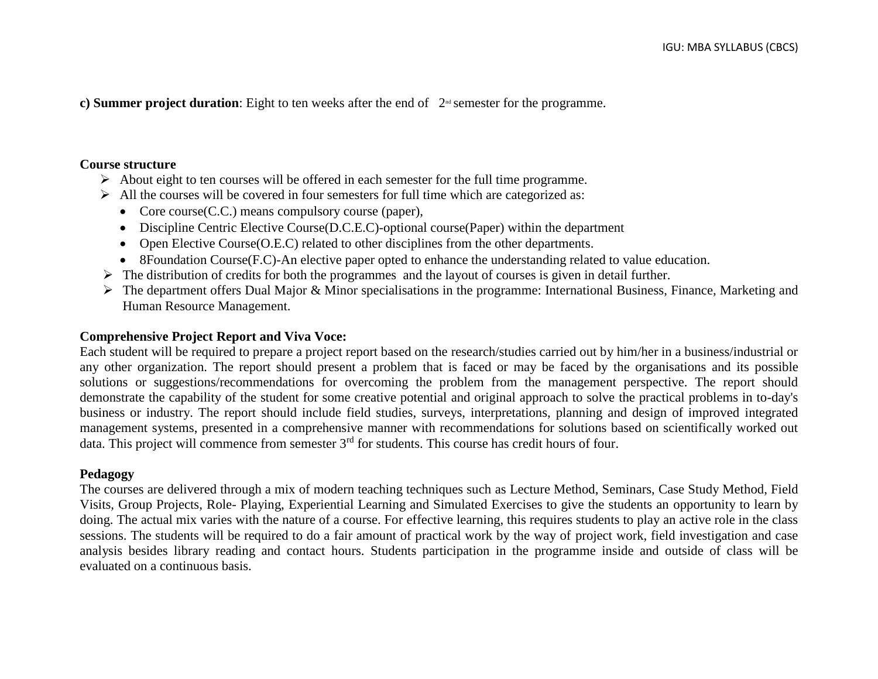**c) Summer project duration**: Eight to ten weeks after the end of 2nd semester for the programme.

**Course structure**

- About eight to ten courses will be offered in each semester for the full time programme.
- All the courses will be covered in four semesters for full time which are categorized as:
  - Core course(C.C.) means compulsory course (paper),
  - Discipline Centric Elective Course(D.C.E.C)-optional course(Paper) within the department
  - Open Elective Course(O.E.C) related to other disciplines from the other departments.
  - 8Foundation Course(F.C)-An elective paper opted to enhance the understanding related to value education.
- The distribution of credits for both the programmes and the layout of courses is given in detail further.
- The department offers Dual Major & Minor specialisations in the programme: International Business, Finance, Marketing and Human Resource Management.

**Comprehensive Project Report and Viva Voce:**

Each student will be required to prepare a project report based on the research/studies carried out by him/her in a business/industrial or any other organization. The report should present a problem that is faced or may be faced by the organisations and its possible solutions or suggestions/recommendations for overcoming the problem from the management perspective. The report should demonstrate the capability of the student for some creative potential and original approach to solve the practical problems in to-day's business or industry. The report should include field studies, surveys, interpretations, planning and design of improved integrated management systems, presented in a comprehensive manner with recommendations for solutions based on scientifically worked out data. This project will commence from semester 3rd for students. This course has credit hours of four.

**Pedagogy**

The courses are delivered through a mix of modern teaching techniques such as Lecture Method, Seminars, Case Study Method, Field Visits, Group Projects, Role- Playing, Experiential Learning and Simulated Exercises to give the students an opportunity to learn by doing. The actual mix varies with the nature of a course. For effective learning, this requires students to play an active role in the class sessions. The students will be required to do a fair amount of practical work by the way of project work, field investigation and case analysis besides library reading and contact hours. Students participation in the programme inside and outside of class will be evaluated on a continuous basis.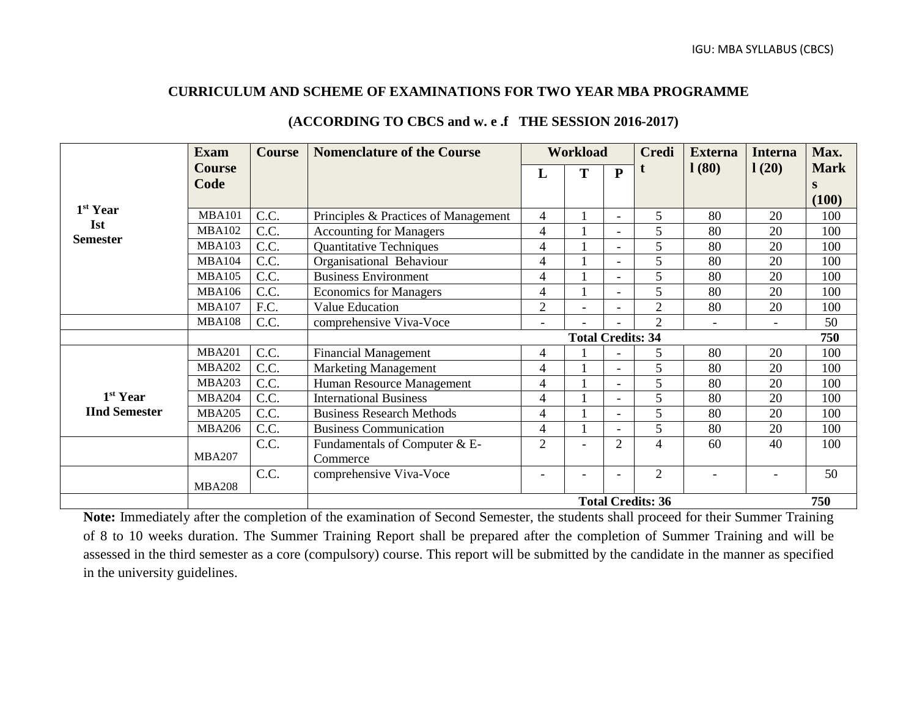## CURRICULUM AND SCHEME OF EXAMINATIONS FOR TWO YEAR MBA PROGRAMME

### (ACCORDING TO CBCS and w. e .f THE SESSION 2016-2017)

| | Exam Course Code | Course | Nomenclature of the Course | Workload | | | Credit | External (80) | Internal (20) | Max. Marks (100) |
|---|---|---|---|---|---|---|---|---|---|---|
| | | | | L | T | P | | | | |
| 1st Year Ist Semester | MBA101 | C.C. | Principles & Practices of Management | 4 | 1 | - | 5 | 80 | 20 | 100 |
| | MBA102 | C.C. | Accounting for Managers | 4 | 1 | - | 5 | 80 | 20 | 100 |
| | MBA103 | C.C. | Quantitative Techniques | 4 | 1 | - | 5 | 80 | 20 | 100 |
| | MBA104 | C.C. | Organisational Behaviour | 4 | 1 | - | 5 | 80 | 20 | 100 |
| | MBA105 | C.C. | Business Environment | 4 | 1 | - | 5 | 80 | 20 | 100 |
| | MBA106 | C.C. | Economics for Managers | 4 | 1 | - | 5 | 80 | 20 | 100 |
| | MBA107 | F.C. | Value Education | 2 | - | - | 2 | 80 | 20 | 100 |
| | MBA108 | C.C. | comprehensive Viva-Voce | - | - | - | 2 | - | - | 50 |
| | | | **Total Credits: 34** | | | | | | | **750** |
| 1st Year IInd Semester | MBA201 | C.C. | Financial Management | 4 | 1 | - | 5 | 80 | 20 | 100 |
| | MBA202 | C.C. | Marketing Management | 4 | 1 | - | 5 | 80 | 20 | 100 |
| | MBA203 | C.C. | Human Resource Management | 4 | 1 | - | 5 | 80 | 20 | 100 |
| | MBA204 | C.C. | International Business | 4 | 1 | - | 5 | 80 | 20 | 100 |
| | MBA205 | C.C. | Business Research Methods | 4 | 1 | - | 5 | 80 | 20 | 100 |
| | MBA206 | C.C. | Business Communication | 4 | 1 | - | 5 | 80 | 20 | 100 |
| | MBA207 | C.C. | Fundamentals of Computer & E-Commerce | 2 | - | 2 | 4 | 60 | 40 | 100 |
| | MBA208 | C.C. | comprehensive Viva-Voce | - | - | - | 2 | - | - | 50 |
| | | | **Total Credits: 36** | | | | | | | **750** |

**Note:** Immediately after the completion of the examination of Second Semester, the students shall proceed for their Summer Training of 8 to 10 weeks duration. The Summer Training Report shall be prepared after the completion of Summer Training and will be assessed in the third semester as a core (compulsory) course. This report will be submitted by the candidate in the manner as specified in the university guidelines.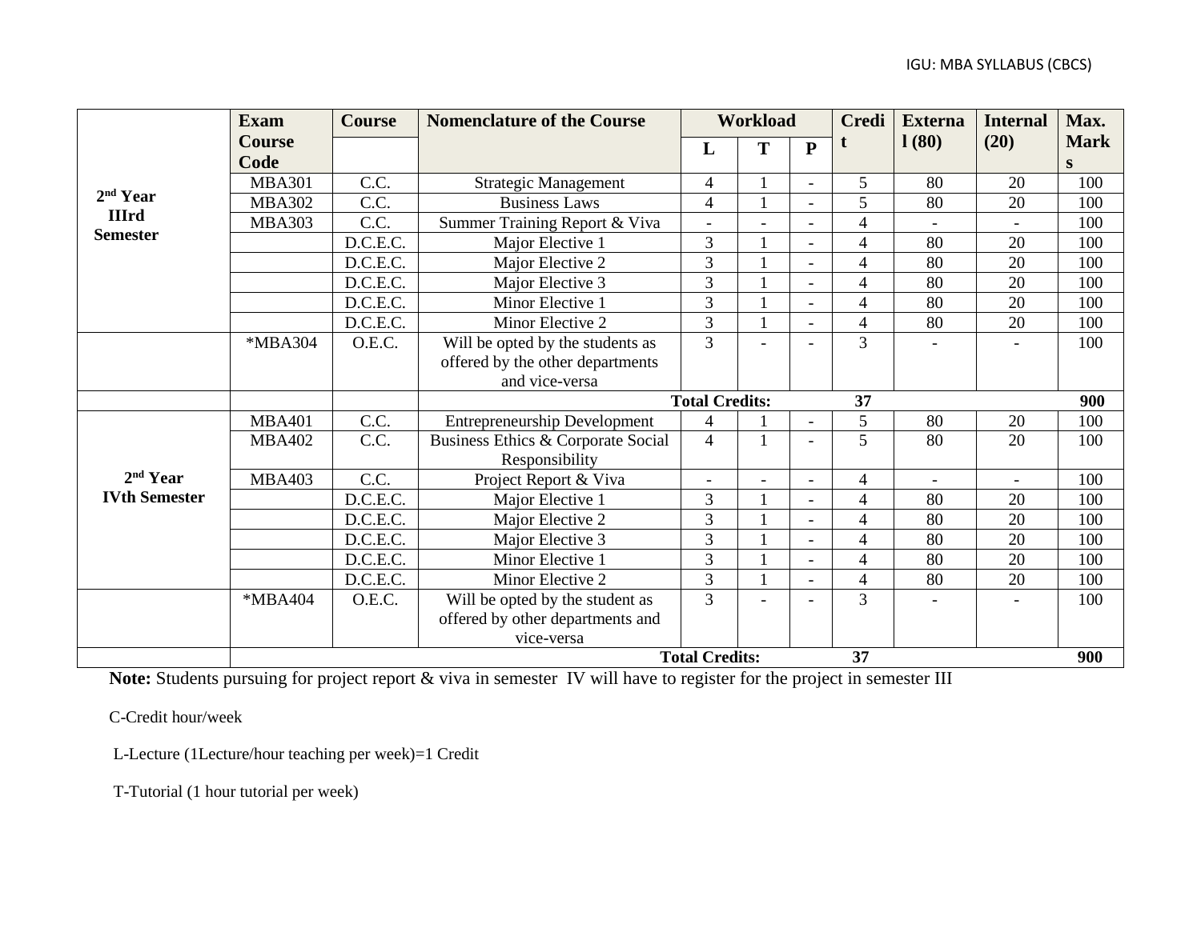| | Exam Course Code | Course | Nomenclature of the Course | Workload | | | Credit | External (80) | Internal (20) | Max. Marks |
|---|---|---|---|---|---|---|---|---|---|---|
| | | | | L | T | P | | | | |
| 2nd Year IIIrd Semester | MBA301 | C.C. | Strategic Management | 4 | 1 | - | 5 | 80 | 20 | 100 |
| | MBA302 | C.C. | Business Laws | 4 | 1 | - | 5 | 80 | 20 | 100 |
| | MBA303 | C.C. | Summer Training Report & Viva | - | - | - | 4 | - | - | 100 |
| | | D.C.E.C. | Major Elective 1 | 3 | 1 | - | 4 | 80 | 20 | 100 |
| | | D.C.E.C. | Major Elective 2 | 3 | 1 | - | 4 | 80 | 20 | 100 |
| | | D.C.E.C. | Major Elective 3 | 3 | 1 | - | 4 | 80 | 20 | 100 |
| | | D.C.E.C. | Minor Elective 1 | 3 | 1 | - | 4 | 80 | 20 | 100 |
| | | D.C.E.C. | Minor Elective 2 | 3 | 1 | - | 4 | 80 | 20 | 100 |
| | *MBA304 | O.E.C. | Will be opted by the students as offered by the other departments and vice-versa | 3 | - | - | 3 | - | - | 100 |
| | | | **Total Credits:** | | | | **37** | | | **900** |
| 2nd Year IVth Semester | MBA401 | C.C. | Entrepreneurship Development | 4 | 1 | - | 5 | 80 | 20 | 100 |
| | MBA402 | C.C. | Business Ethics & Corporate Social Responsibility | 4 | 1 | - | 5 | 80 | 20 | 100 |
| | MBA403 | C.C. | Project Report & Viva | - | - | - | 4 | - | - | 100 |
| | | D.C.E.C. | Major Elective 1 | 3 | 1 | - | 4 | 80 | 20 | 100 |
| | | D.C.E.C. | Major Elective 2 | 3 | 1 | - | 4 | 80 | 20 | 100 |
| | | D.C.E.C. | Major Elective 3 | 3 | 1 | - | 4 | 80 | 20 | 100 |
| | | D.C.E.C. | Minor Elective 1 | 3 | 1 | - | 4 | 80 | 20 | 100 |
| | | D.C.E.C. | Minor Elective 2 | 3 | 1 | - | 4 | 80 | 20 | 100 |
| | *MBA404 | O.E.C. | Will be opted by the student as offered by other departments and vice-versa | 3 | - | - | 3 | - | - | 100 |
| | | | **Total Credits:** | | | | **37** | | | **900** |

**Note:** Students pursuing for project report & viva in semester IV will have to register for the project in semester III

C-Credit hour/week

L-Lecture (1Lecture/hour teaching per week)=1 Credit

T-Tutorial (1 hour tutorial per week)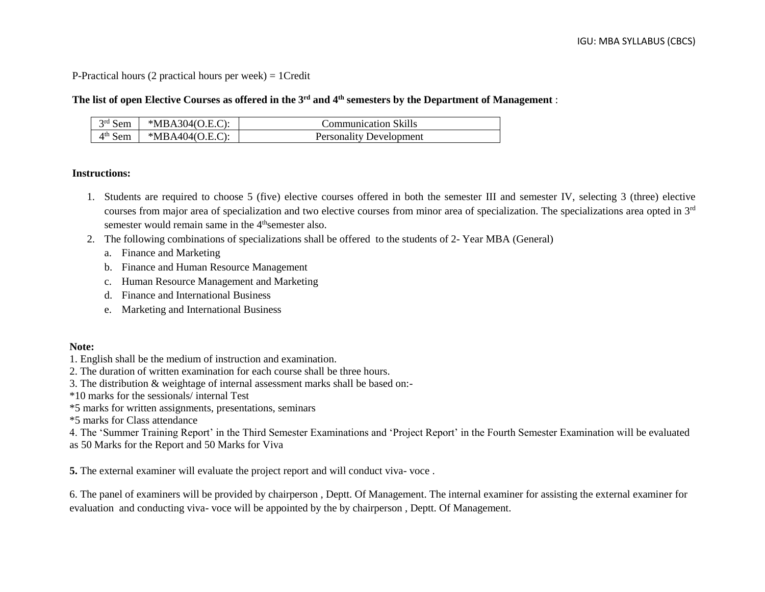P-Practical hours (2 practical hours per week) = 1Credit

**The list of open Elective Courses as offered in the 3rd and 4th semesters by the Department of Management** :

| | | |
|---|---|---|
| 3rd Sem | *MBA304(O.E.C): | Communication Skills |
| 4th Sem | *MBA404(O.E.C): | Personality Development |

**Instructions:**

1. Students are required to choose 5 (five) elective courses offered in both the semester III and semester IV, selecting 3 (three) elective courses from major area of specialization and two elective courses from minor area of specialization. The specializations area opted in 3rd semester would remain same in the 4thsemester also.
2. The following combinations of specializations shall be offered to the students of 2- Year MBA (General)
   a. Finance and Marketing
   b. Finance and Human Resource Management
   c. Human Resource Management and Marketing
   d. Finance and International Business
   e. Marketing and International Business

**Note:**

1. English shall be the medium of instruction and examination.
2. The duration of written examination for each course shall be three hours.
3. The distribution & weightage of internal assessment marks shall be based on:-

*10 marks for the sessionals/ internal Test

*5 marks for written assignments, presentations, seminars

*5 marks for Class attendance

4. The 'Summer Training Report' in the Third Semester Examinations and 'Project Report' in the Fourth Semester Examination will be evaluated as 50 Marks for the Report and 50 Marks for Viva

**5.** The external examiner will evaluate the project report and will conduct viva- voce .

6. The panel of examiners will be provided by chairperson , Deptt. Of Management. The internal examiner for assisting the external examiner for evaluation and conducting viva- voce will be appointed by the by chairperson , Deptt. Of Management.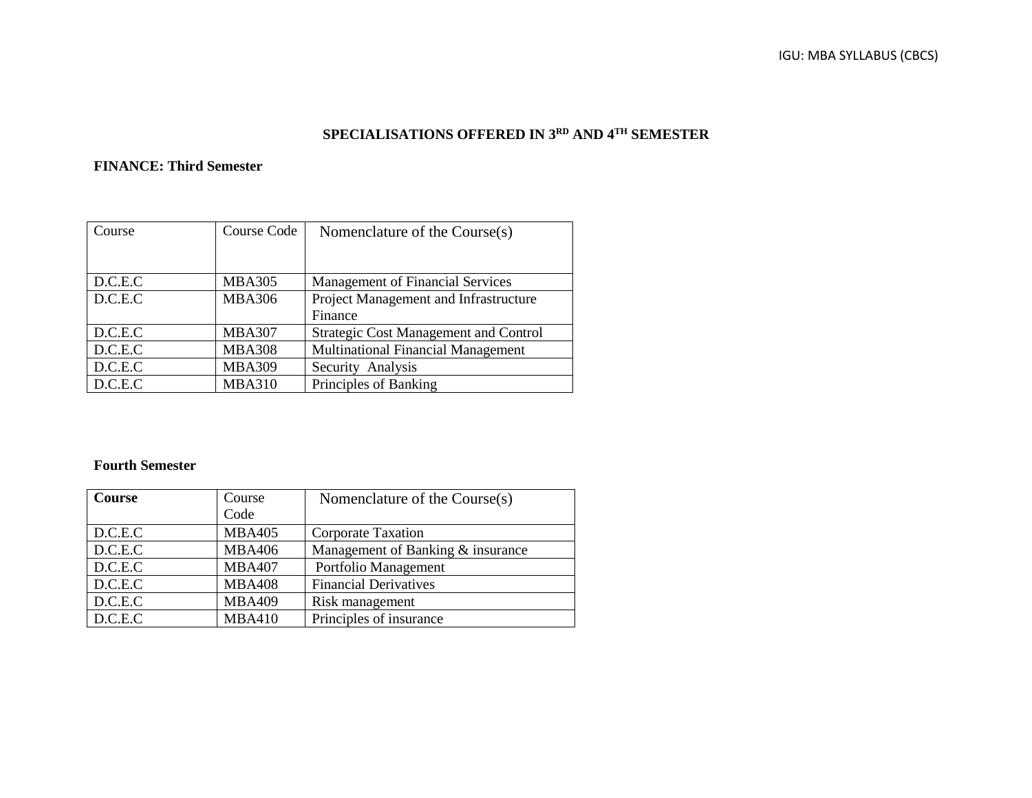## SPECIALISATIONS OFFERED IN 3RD AND 4TH SEMESTER

**FINANCE: Third Semester**

| Course | Course Code | Nomenclature of the Course(s) |
|---|---|---|
| D.C.E.C | MBA305 | Management of Financial Services |
| D.C.E.C | MBA306 | Project Management and Infrastructure Finance |
| D.C.E.C | MBA307 | Strategic Cost Management and Control |
| D.C.E.C | MBA308 | Multinational Financial Management |
| D.C.E.C | MBA309 | Security Analysis |
| D.C.E.C | MBA310 | Principles of Banking |

**Fourth Semester**

| **Course** | Course Code | Nomenclature of the Course(s) |
|---|---|---|
| D.C.E.C | MBA405 | Corporate Taxation |
| D.C.E.C | MBA406 | Management of Banking & insurance |
| D.C.E.C | MBA407 | Portfolio Management |
| D.C.E.C | MBA408 | Financial Derivatives |
| D.C.E.C | MBA409 | Risk management |
| D.C.E.C | MBA410 | Principles of insurance |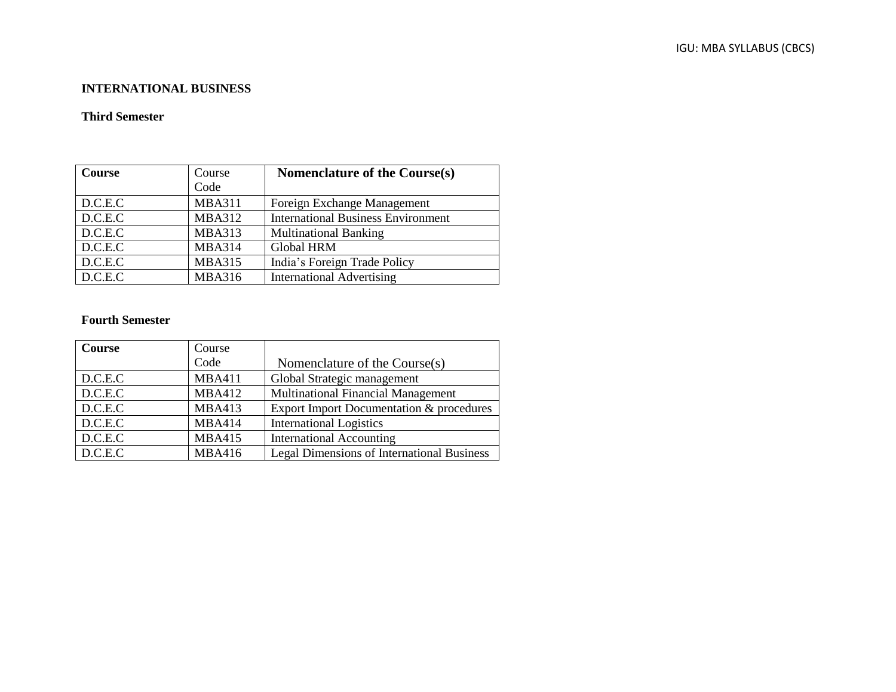## INTERNATIONAL BUSINESS

### Third Semester

| Course | Course Code | Nomenclature of the Course(s) |
|---|---|---|
| D.C.E.C | MBA311 | Foreign Exchange Management |
| D.C.E.C | MBA312 | International Business Environment |
| D.C.E.C | MBA313 | Multinational Banking |
| D.C.E.C | MBA314 | Global HRM |
| D.C.E.C | MBA315 | India's Foreign Trade Policy |
| D.C.E.C | MBA316 | International Advertising |

### Fourth Semester

| Course | Course Code | Nomenclature of the Course(s) |
|---|---|---|
| D.C.E.C | MBA411 | Global Strategic management |
| D.C.E.C | MBA412 | Multinational Financial Management |
| D.C.E.C | MBA413 | Export Import Documentation & procedures |
| D.C.E.C | MBA414 | International Logistics |
| D.C.E.C | MBA415 | International Accounting |
| D.C.E.C | MBA416 | Legal Dimensions of International Business |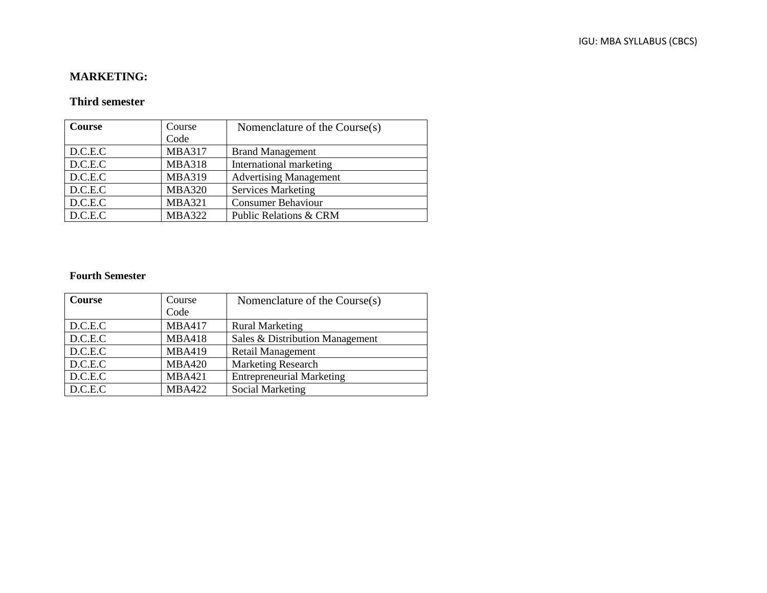**MARKETING:**

**Third semester**

| **Course** | Course Code | Nomenclature of the Course(s) |
|---|---|---|
| D.C.E.C | MBA317 | Brand Management |
| D.C.E.C | MBA318 | International marketing |
| D.C.E.C | MBA319 | Advertising Management |
| D.C.E.C | MBA320 | Services Marketing |
| D.C.E.C | MBA321 | Consumer Behaviour |
| D.C.E.C | MBA322 | Public Relations & CRM |

**Fourth Semester**

| **Course** | Course Code | Nomenclature of the Course(s) |
|---|---|---|
| D.C.E.C | MBA417 | Rural Marketing |
| D.C.E.C | MBA418 | Sales & Distribution Management |
| D.C.E.C | MBA419 | Retail Management |
| D.C.E.C | MBA420 | Marketing Research |
| D.C.E.C | MBA421 | Entrepreneurial Marketing |
| D.C.E.C | MBA422 | Social Marketing |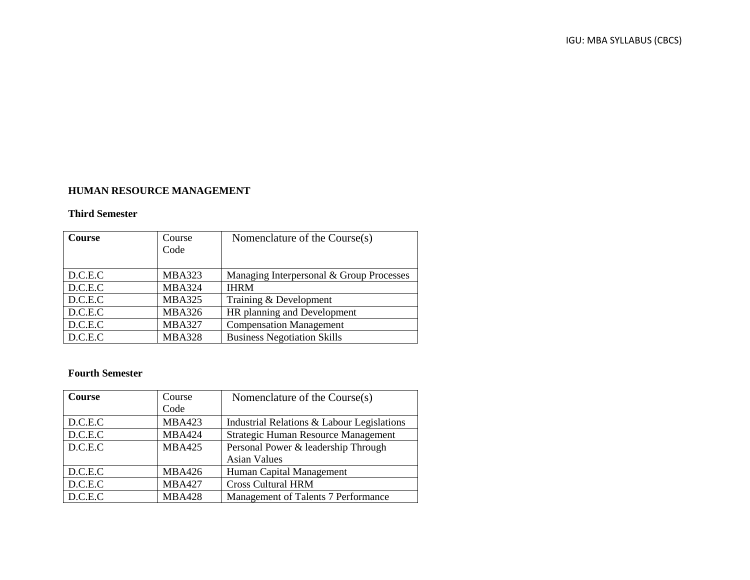**HUMAN RESOURCE MANAGEMENT**

**Third Semester**

| **Course** | Course Code | Nomenclature of the Course(s) |
|---|---|---|
| D.C.E.C | MBA323 | Managing Interpersonal & Group Processes |
| D.C.E.C | MBA324 | IHRM |
| D.C.E.C | MBA325 | Training & Development |
| D.C.E.C | MBA326 | HR planning and Development |
| D.C.E.C | MBA327 | Compensation Management |
| D.C.E.C | MBA328 | Business Negotiation Skills |

**Fourth Semester**

| **Course** | Course Code | Nomenclature of the Course(s) |
|---|---|---|
| D.C.E.C | MBA423 | Industrial Relations & Labour Legislations |
| D.C.E.C | MBA424 | Strategic Human Resource Management |
| D.C.E.C | MBA425 | Personal Power & leadership Through Asian Values |
| D.C.E.C | MBA426 | Human Capital Management |
| D.C.E.C | MBA427 | Cross Cultural HRM |
| D.C.E.C | MBA428 | Management of Talents 7 Performance |